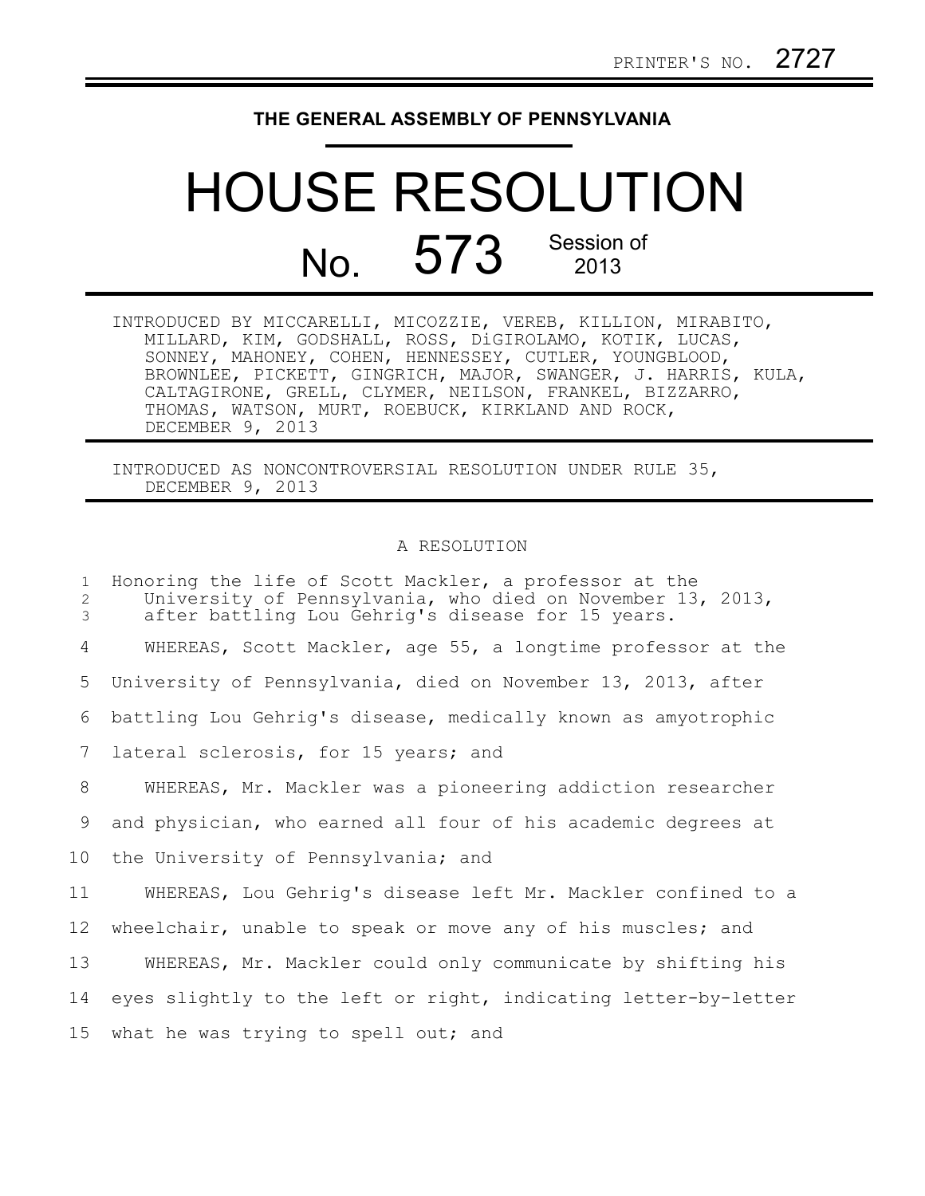PRINTER'S NO. 2727

**THE GENERAL ASSEMBLY OF PENNSYLVANIA**

# HOUSE RESOLUTION

## No. 573 Session of 2013

INTRODUCED BY MICCARELLI, MICOZZIE, VEREB, KILLION, MIRABITO, MILLARD, KIM, GODSHALL, ROSS, DiGIROLAMO, KOTIK, LUCAS, SONNEY, MAHONEY, COHEN, HENNESSEY, CUTLER, YOUNGBLOOD, BROWNLEE, PICKETT, GINGRICH, MAJOR, SWANGER, J. HARRIS, KULA, CALTAGIRONE, GRELL, CLYMER, NEILSON, FRANKEL, BIZZARRO, THOMAS, WATSON, MURT, ROEBUCK, KIRKLAND AND ROCK, DECEMBER 9, 2013

INTRODUCED AS NONCONTROVERSIAL RESOLUTION UNDER RULE 35, DECEMBER 9, 2013

A RESOLUTION

Honoring the life of Scott Mackler, a professor at the University of Pennsylvania, who died on November 13, 2013, after battling Lou Gehrig's disease for 15 years.

WHEREAS, Scott Mackler, age 55, a longtime professor at the University of Pennsylvania, died on November 13, 2013, after battling Lou Gehrig's disease, medically known as amyotrophic lateral sclerosis, for 15 years; and

WHEREAS, Mr. Mackler was a pioneering addiction researcher and physician, who earned all four of his academic degrees at the University of Pennsylvania; and

WHEREAS, Lou Gehrig's disease left Mr. Mackler confined to a wheelchair, unable to speak or move any of his muscles; and

WHEREAS, Mr. Mackler could only communicate by shifting his eyes slightly to the left or right, indicating letter-by-letter what he was trying to spell out; and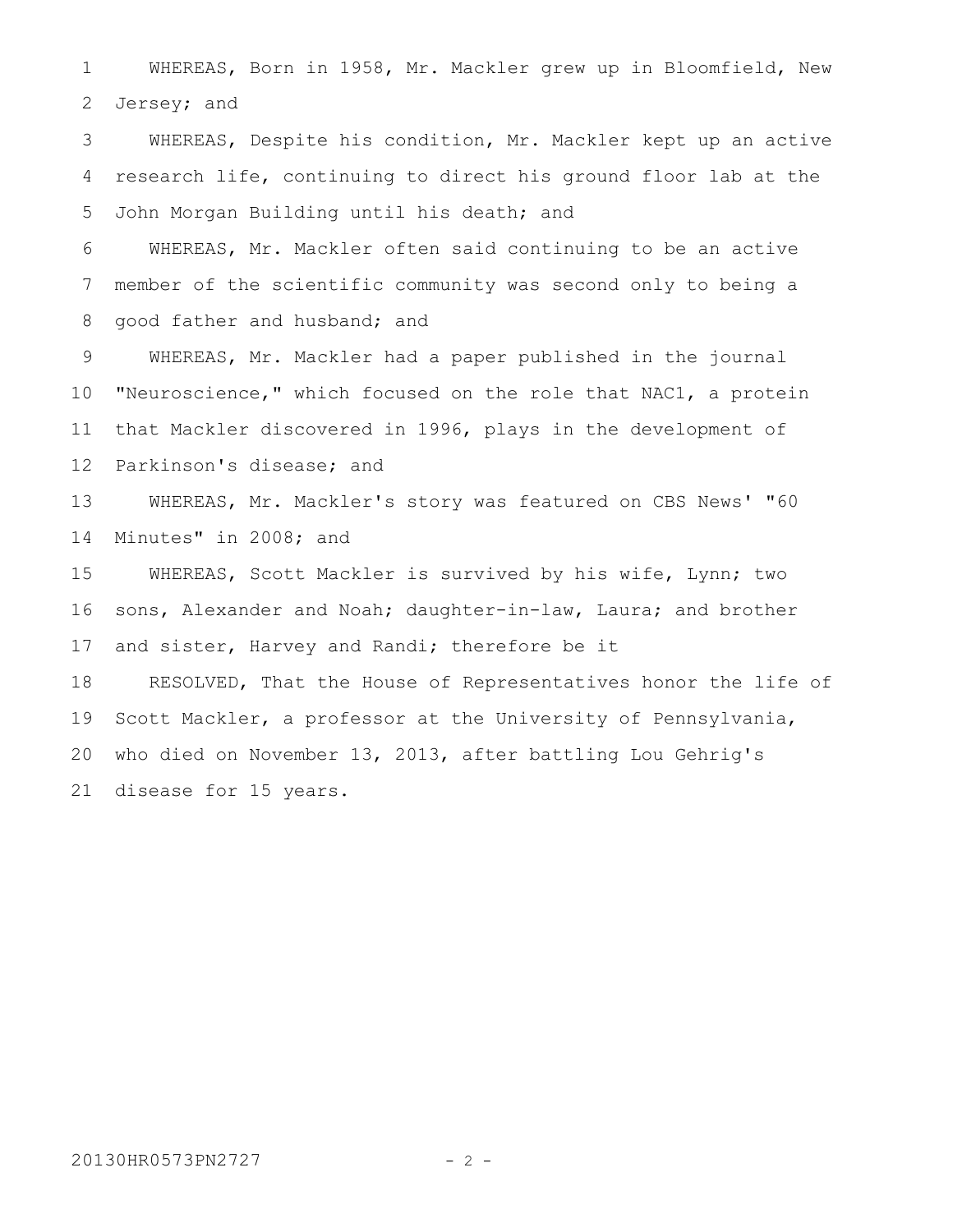WHEREAS, Born in 1958, Mr. Mackler grew up in Bloomfield, New Jersey; and

WHEREAS, Despite his condition, Mr. Mackler kept up an active research life, continuing to direct his ground floor lab at the John Morgan Building until his death; and

WHEREAS, Mr. Mackler often said continuing to be an active member of the scientific community was second only to being a good father and husband; and

WHEREAS, Mr. Mackler had a paper published in the journal "Neuroscience," which focused on the role that NAC1, a protein that Mackler discovered in 1996, plays in the development of Parkinson's disease; and

WHEREAS, Mr. Mackler's story was featured on CBS News' "60 Minutes" in 2008; and

WHEREAS, Scott Mackler is survived by his wife, Lynn; two sons, Alexander and Noah; daughter-in-law, Laura; and brother and sister, Harvey and Randi; therefore be it

RESOLVED, That the House of Representatives honor the life of Scott Mackler, a professor at the University of Pennsylvania, who died on November 13, 2013, after battling Lou Gehrig's disease for 15 years.